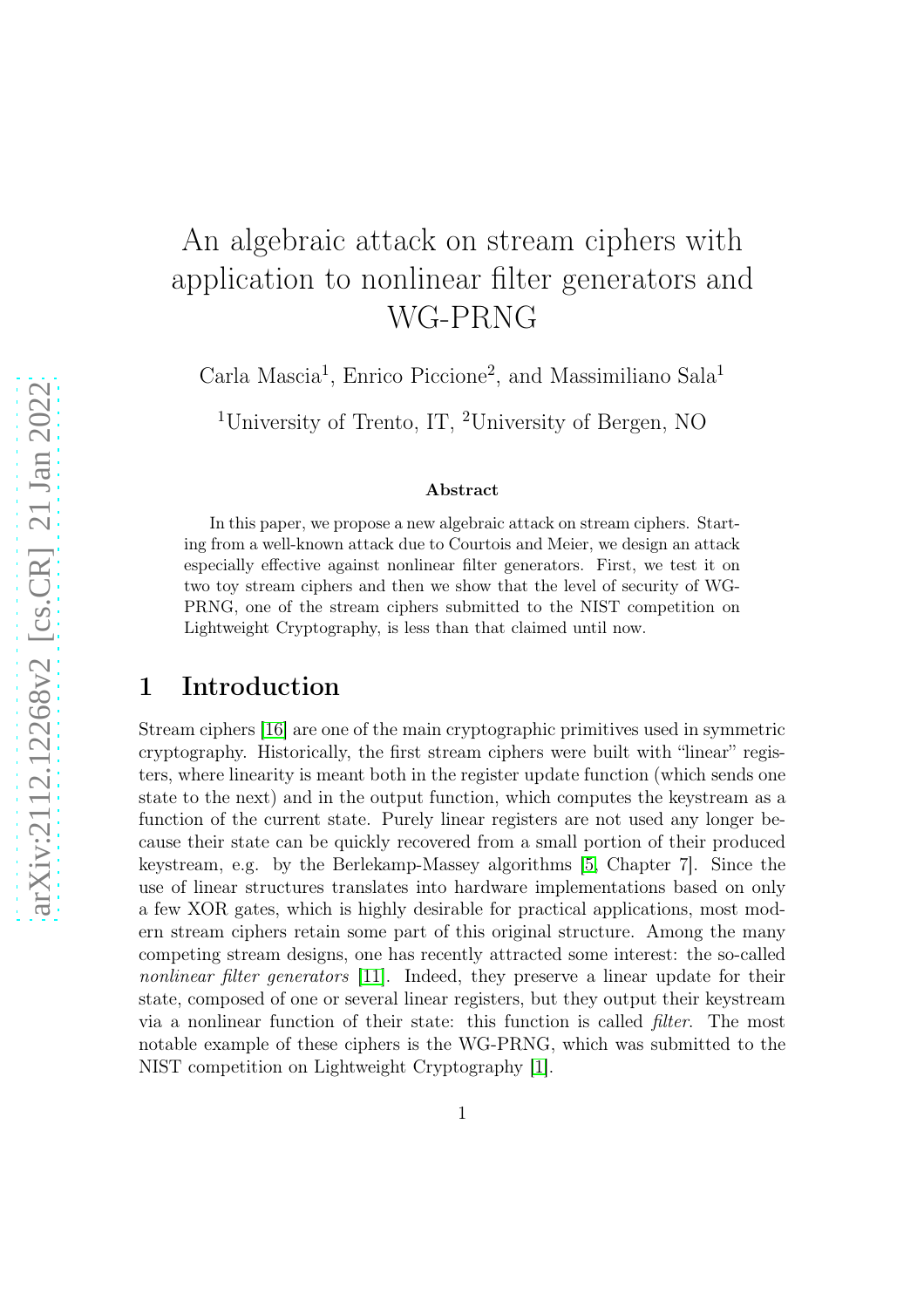# An algebraic attack on stream ciphers with application to nonlinear filter generators and WG-PRNG

Carla Mascia[1], Enrico Piccione[2], and Massimiliano Sala[1]

[1]University of Trento, IT, [2]University of Bergen, NO

**Abstract**

In this paper, we propose a new algebraic attack on stream ciphers. Starting from a well-known attack due to Courtois and Meier, we design an attack especially effective against nonlinear filter generators. First, we test it on two toy stream ciphers and then we show that the level of security of WG-PRNG, one of the stream ciphers submitted to the NIST competition on Lightweight Cryptography, is less than that claimed until now.

## 1 Introduction

Stream ciphers [16] are one of the main cryptographic primitives used in symmetric cryptography. Historically, the first stream ciphers were built with "linear" registers, where linearity is meant both in the register update function (which sends one state to the next) and in the output function, which computes the keystream as a function of the current state. Purely linear registers are not used any longer because their state can be quickly recovered from a small portion of their produced keystream, e.g. by the Berlekamp-Massey algorithms [5, Chapter 7]. Since the use of linear structures translates into hardware implementations based on only a few XOR gates, which is highly desirable for practical applications, most modern stream ciphers retain some part of this original structure. Among the many competing stream designs, one has recently attracted some interest: the so-called *nonlinear filter generators* [11]. Indeed, they preserve a linear update for their state, composed of one or several linear registers, but they output their keystream via a nonlinear function of their state: this function is called *filter*. The most notable example of these ciphers is the WG-PRNG, which was submitted to the NIST competition on Lightweight Cryptography [1].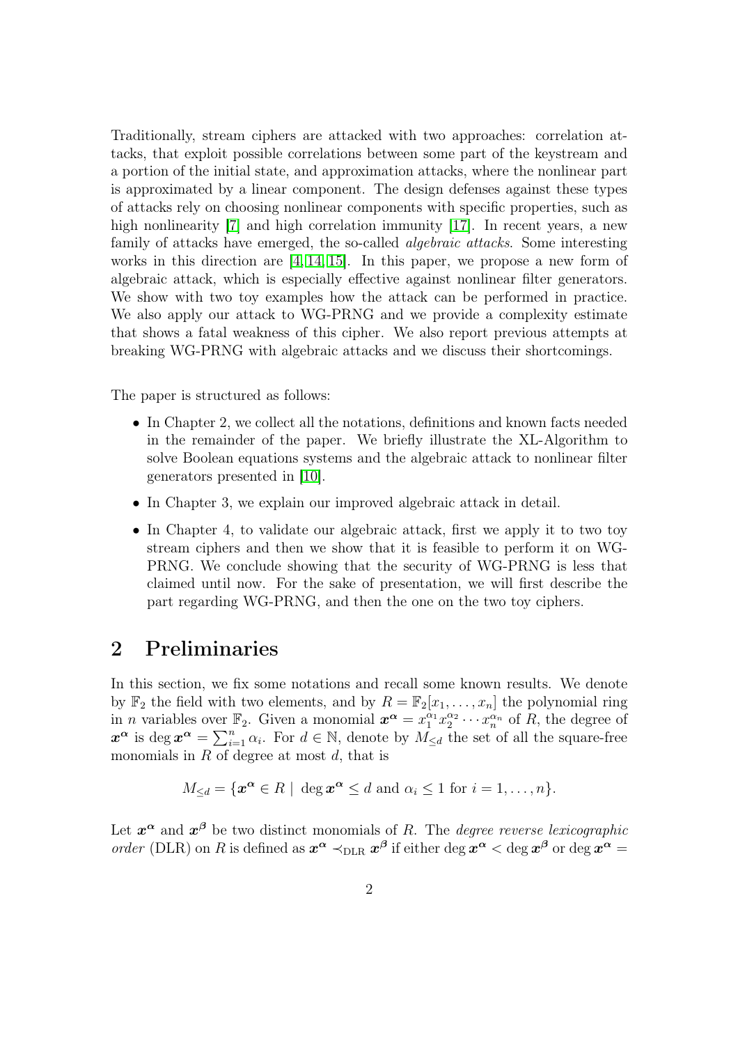Traditionally, stream ciphers are attacked with two approaches: correlation attacks, that exploit possible correlations between some part of the keystream and a portion of the initial state, and approximation attacks, where the nonlinear part is approximated by a linear component. The design defenses against these types of attacks rely on choosing nonlinear components with specific properties, such as high nonlinearity [7] and high correlation immunity [17]. In recent years, a new family of attacks have emerged, the so-called *algebraic attacks*. Some interesting works in this direction are [4, 14, 15]. In this paper, we propose a new form of algebraic attack, which is especially effective against nonlinear filter generators. We show with two toy examples how the attack can be performed in practice. We also apply our attack to WG-PRNG and we provide a complexity estimate that shows a fatal weakness of this cipher. We also report previous attempts at breaking WG-PRNG with algebraic attacks and we discuss their shortcomings.

The paper is structured as follows:

- In Chapter 2, we collect all the notations, definitions and known facts needed in the remainder of the paper. We briefly illustrate the XL-Algorithm to solve Boolean equations systems and the algebraic attack to nonlinear filter generators presented in [10].
- In Chapter 3, we explain our improved algebraic attack in detail.
- In Chapter 4, to validate our algebraic attack, first we apply it to two toy stream ciphers and then we show that it is feasible to perform it on WG-PRNG. We conclude showing that the security of WG-PRNG is less that claimed until now. For the sake of presentation, we will first describe the part regarding WG-PRNG, and then the one on the two toy ciphers.

## 2 Preliminaries

In this section, we fix some notations and recall some known results. We denote by $\mathbb{F}_2$ the field with two elements, and by $R = \mathbb{F}_2[x_1, \ldots, x_n]$ the polynomial ring in $n$ variables over $\mathbb{F}_2$. Given a monomial $\boldsymbol{x}^{\boldsymbol{\alpha}} = x_1^{\alpha_1} x_2^{\alpha_2} \cdots x_n^{\alpha_n}$ of $R$, the degree of $\boldsymbol{x}^{\boldsymbol{\alpha}}$ is $\deg \boldsymbol{x}^{\boldsymbol{\alpha}} = \sum_{i=1}^{n} \alpha_i$. For $d \in \mathbb{N}$, denote by $M_{\leq d}$ the set of all the square-free monomials in $R$ of degree at most $d$, that is

$$M_{\leq d} = \{\boldsymbol{x}^{\boldsymbol{\alpha}} \in R \mid \deg \boldsymbol{x}^{\boldsymbol{\alpha}} \leq d \text{ and } \alpha_i \leq 1 \text{ for } i = 1, \ldots, n\}.$$

Let $\boldsymbol{x}^{\boldsymbol{\alpha}}$ and $\boldsymbol{x}^{\boldsymbol{\beta}}$ be two distinct monomials of $R$. The *degree reverse lexicographic order* (DLR) on $R$ is defined as $\boldsymbol{x}^{\boldsymbol{\alpha}} \prec_{\text{DLR}} \boldsymbol{x}^{\boldsymbol{\beta}}$ if either $\deg \boldsymbol{x}^{\boldsymbol{\alpha}} < \deg \boldsymbol{x}^{\boldsymbol{\beta}}$ or $\deg \boldsymbol{x}^{\boldsymbol{\alpha}} =$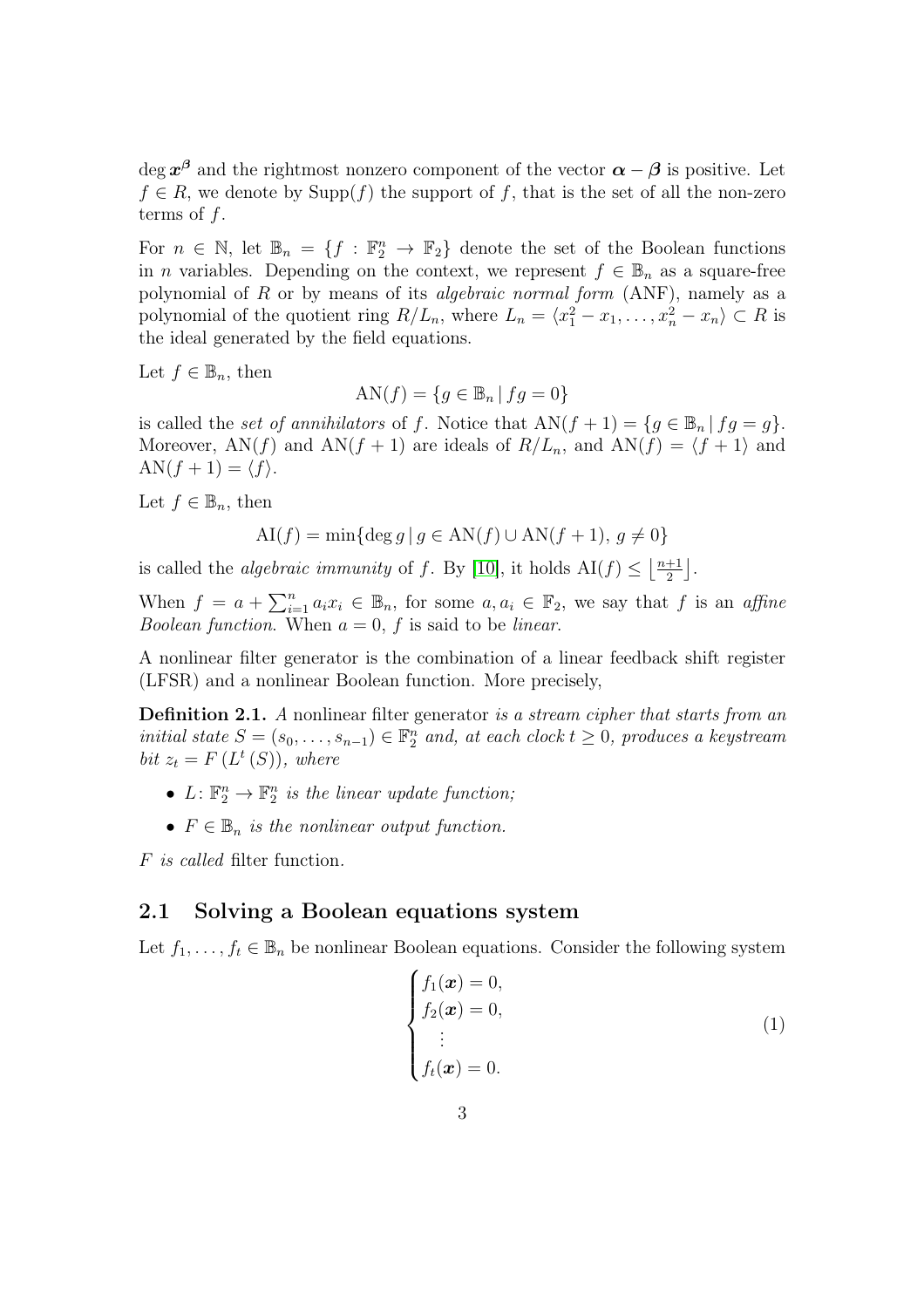$\deg \boldsymbol{x}^{\boldsymbol{\beta}}$ and the rightmost nonzero component of the vector $\boldsymbol{\alpha} - \boldsymbol{\beta}$ is positive. Let $f \in R$, we denote by $\mathrm{Supp}(f)$ the support of $f$, that is the set of all the non-zero terms of $f$.

For $n \in \mathbb{N}$, let $\mathbb{B}_n = \{f : \mathbb{F}_2^n \to \mathbb{F}_2\}$ denote the set of the Boolean functions in $n$ variables. Depending on the context, we represent $f \in \mathbb{B}_n$ as a square-free polynomial of $R$ or by means of its *algebraic normal form* (ANF), namely as a polynomial of the quotient ring $R/L_n$, where $L_n = \langle x_1^2 - x_1, \ldots, x_n^2 - x_n \rangle \subset R$ is the ideal generated by the field equations.

Let $f \in \mathbb{B}_n$, then

$$\mathrm{AN}(f) = \{g \in \mathbb{B}_n \mid fg = 0\}$$

is called the *set of annihilators* of $f$. Notice that $\mathrm{AN}(f+1) = \{g \in \mathbb{B}_n \mid fg = g\}$. Moreover, $\mathrm{AN}(f)$ and $\mathrm{AN}(f+1)$ are ideals of $R/L_n$, and $\mathrm{AN}(f) = \langle f+1 \rangle$ and $\mathrm{AN}(f+1) = \langle f \rangle$.

Let $f \in \mathbb{B}_n$, then

$$\mathrm{AI}(f) = \min\{\deg g \mid g \in \mathrm{AN}(f) \cup \mathrm{AN}(f+1),\ g \neq 0\}$$

is called the *algebraic immunity* of $f$. By [10], it holds $\mathrm{AI}(f) \leq \left\lfloor \frac{n+1}{2} \right\rfloor$.

When $f = a + \sum_{i=1}^n a_i x_i \in \mathbb{B}_n$, for some $a, a_i \in \mathbb{F}_2$, we say that $f$ is an *affine Boolean function*. When $a = 0$, $f$ is said to be *linear*.

A nonlinear filter generator is the combination of a linear feedback shift register (LFSR) and a nonlinear Boolean function. More precisely,

**Definition 2.1.** *A* nonlinear filter generator *is a stream cipher that starts from an initial state $S = (s_0, \ldots, s_{n-1}) \in \mathbb{F}_2^n$ and, at each clock $t \geq 0$, produces a keystream bit $z_t = F\left(L^t\left(S\right)\right)$, where*

- *$L\colon \mathbb{F}_2^n \to \mathbb{F}_2^n$ is the linear update function;*
- *$F \in \mathbb{B}_n$ is the nonlinear output function.*

*$F$ is called* filter function.

## 2.1 Solving a Boolean equations system

Let $f_1, \ldots, f_t \in \mathbb{B}_n$ be nonlinear Boolean equations. Consider the following system

$$\begin{cases} f_1(\boldsymbol{x}) = 0, \\ f_2(\boldsymbol{x}) = 0, \\ \quad \vdots \\ f_t(\boldsymbol{x}) = 0. \end{cases} \tag{1}$$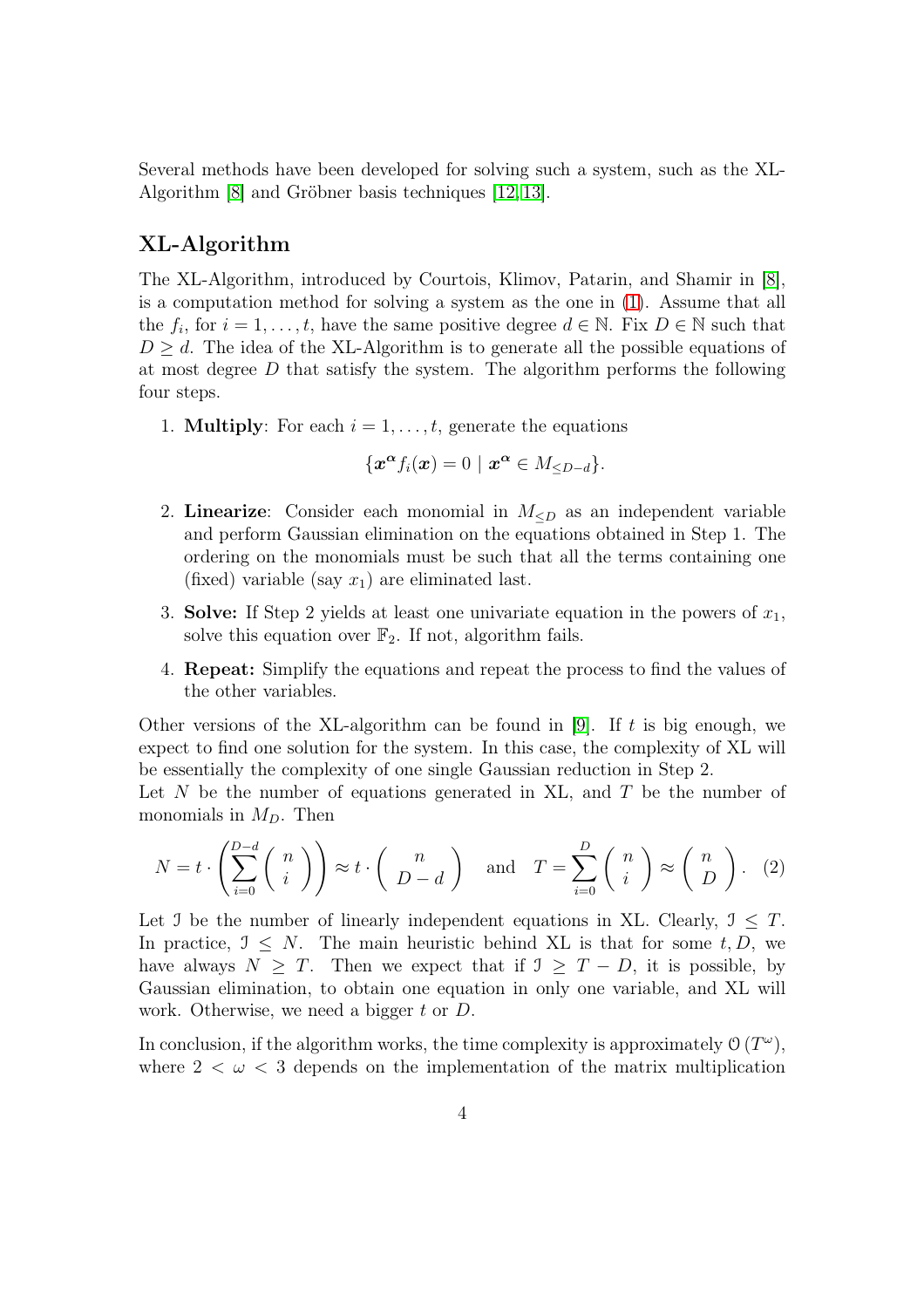Several methods have been developed for solving such a system, such as the XL-Algorithm [8] and Gröbner basis techniques [12, 13].

## XL-Algorithm

The XL-Algorithm, introduced by Courtois, Klimov, Patarin, and Shamir in [8], is a computation method for solving a system as the one in (1). Assume that all the $f_i$, for $i = 1, \ldots, t$, have the same positive degree $d \in \mathbb{N}$. Fix $D \in \mathbb{N}$ such that $D \geq d$. The idea of the XL-Algorithm is to generate all the possible equations of at most degree $D$ that satisfy the system. The algorithm performs the following four steps.

1. **Multiply**: For each $i = 1, \ldots, t$, generate the equations
$$\{\boldsymbol{x}^{\boldsymbol{\alpha}} f_i(\boldsymbol{x}) = 0 \mid \boldsymbol{x}^{\boldsymbol{\alpha}} \in M_{\leq D-d}\}.$$
2. **Linearize**: Consider each monomial in $M_{\leq D}$ as an independent variable and perform Gaussian elimination on the equations obtained in Step 1. The ordering on the monomials must be such that all the terms containing one (fixed) variable (say $x_1$) are eliminated last.
3. **Solve:** If Step 2 yields at least one univariate equation in the powers of $x_1$, solve this equation over $\mathbb{F}_2$. If not, algorithm fails.
4. **Repeat:** Simplify the equations and repeat the process to find the values of the other variables.

Other versions of the XL-algorithm can be found in [9]. If $t$ is big enough, we expect to find one solution for the system. In this case, the complexity of XL will be essentially the complexity of one single Gaussian reduction in Step 2.
Let $N$ be the number of equations generated in XL, and $T$ be the number of monomials in $M_D$. Then

$$N = t \cdot \left( \sum_{i=0}^{D-d} \binom{n}{i} \right) \approx t \cdot \binom{n}{D-d} \quad \text{and} \quad T = \sum_{i=0}^{D} \binom{n}{i} \approx \binom{n}{D}. \quad (2)$$

Let $\mathcal{I}$ be the number of linearly independent equations in XL. Clearly, $\mathcal{I} \leq T$. In practice, $\mathcal{I} \leq N$. The main heuristic behind XL is that for some $t, D$, we have always $N \geq T$. Then we expect that if $\mathcal{I} \geq T - D$, it is possible, by Gaussian elimination, to obtain one equation in only one variable, and XL will work. Otherwise, we need a bigger $t$ or $D$.

In conclusion, if the algorithm works, the time complexity is approximately $\mathcal{O}(T^{\omega})$, where $2 < \omega < 3$ depends on the implementation of the matrix multiplication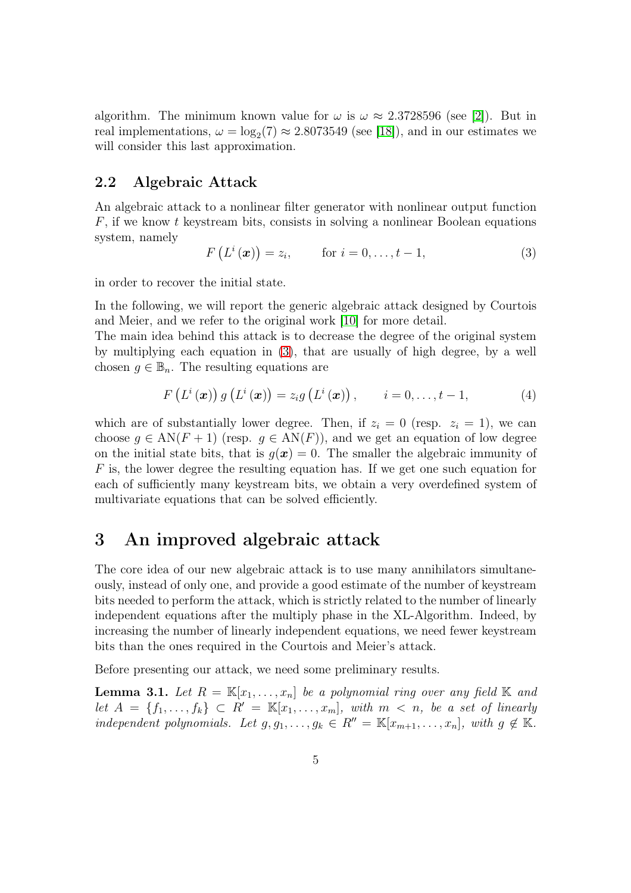algorithm. The minimum known value for $\omega$ is $\omega \approx 2.3728596$ (see [2]). But in real implementations, $\omega = \log_2(7) \approx 2.8073549$ (see [18]), and in our estimates we will consider this last approximation.

## 2.2 Algebraic Attack

An algebraic attack to a nonlinear filter generator with nonlinear output function $F$, if we know $t$ keystream bits, consists in solving a nonlinear Boolean equations system, namely

$$F\left(L^i\left(\boldsymbol{x}\right)\right) = z_i, \qquad \text{for } i = 0, \dots, t-1, \tag{3}$$

in order to recover the initial state.

In the following, we will report the generic algebraic attack designed by Courtois and Meier, and we refer to the original work [10] for more detail.
The main idea behind this attack is to decrease the degree of the original system by multiplying each equation in (3), that are usually of high degree, by a well chosen $g \in \mathbb{B}_n$. The resulting equations are

$$F\left(L^i\left(\boldsymbol{x}\right)\right) g\left(L^i\left(\boldsymbol{x}\right)\right) = z_i g\left(L^i\left(\boldsymbol{x}\right)\right), \qquad i = 0, \dots, t-1, \tag{4}$$

which are of substantially lower degree. Then, if $z_i = 0$ (resp. $z_i = 1$), we can choose $g \in \mathrm{AN}(F+1)$ (resp. $g \in \mathrm{AN}(F)$), and we get an equation of low degree on the initial state bits, that is $g(\boldsymbol{x}) = 0$. The smaller the algebraic immunity of $F$ is, the lower degree the resulting equation has. If we get one such equation for each of sufficiently many keystream bits, we obtain a very overdefined system of multivariate equations that can be solved efficiently.

# 3 An improved algebraic attack

The core idea of our new algebraic attack is to use many annihilators simultaneously, instead of only one, and provide a good estimate of the number of keystream bits needed to perform the attack, which is strictly related to the number of linearly independent equations after the multiply phase in the XL-Algorithm. Indeed, by increasing the number of linearly independent equations, we need fewer keystream bits than the ones required in the Courtois and Meier's attack.

Before presenting our attack, we need some preliminary results.

**Lemma 3.1.** *Let $R = \mathbb{K}[x_1, \dots, x_n]$ be a polynomial ring over any field $\mathbb{K}$ and let $A = \{f_1, \dots, f_k\} \subset R' = \mathbb{K}[x_1, \dots, x_m]$, with $m < n$, be a set of linearly independent polynomials. Let $g, g_1, \dots, g_k \in R'' = \mathbb{K}[x_{m+1}, \dots, x_n]$, with $g \notin \mathbb{K}$.*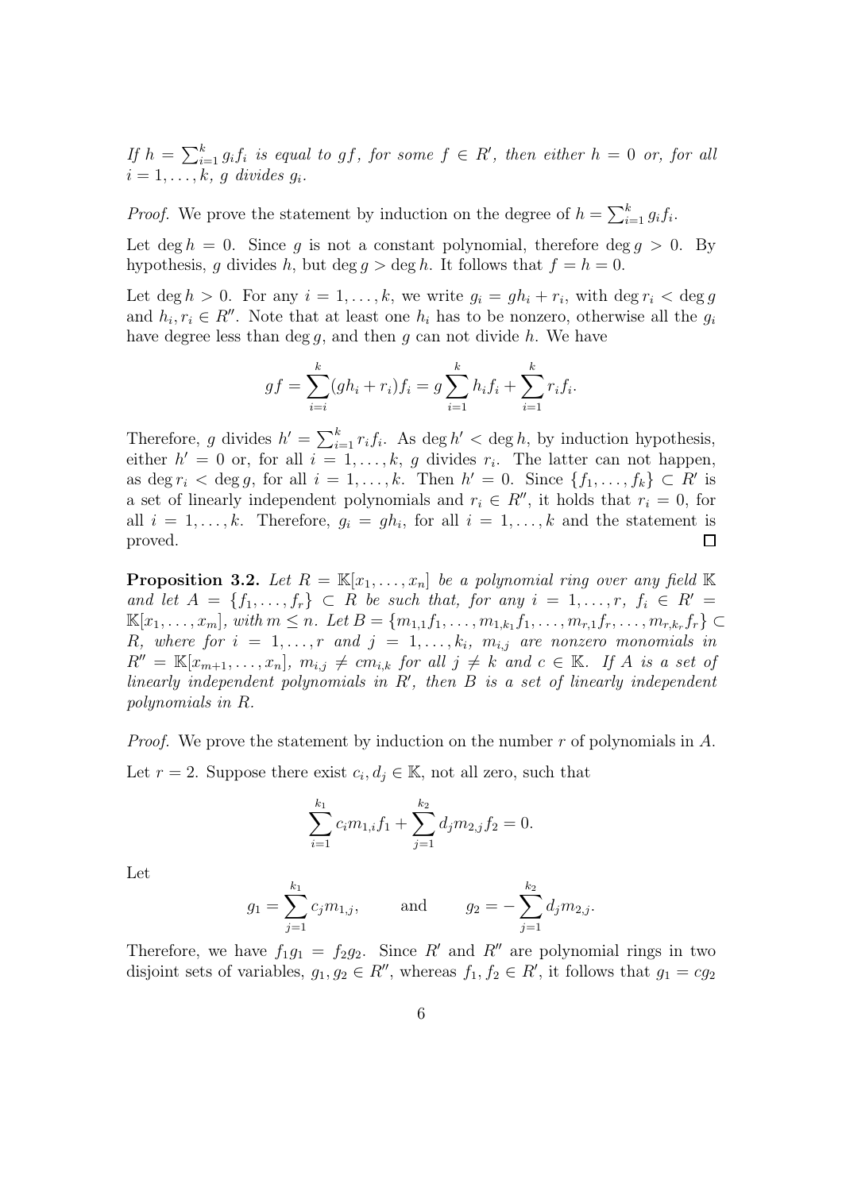*If $h = \sum_{i=1}^{k} g_i f_i$ is equal to $gf$, for some $f \in R'$, then either $h = 0$ or, for all $i = 1, \ldots, k$, $g$ divides $g_i$.*

*Proof.* We prove the statement by induction on the degree of $h = \sum_{i=1}^{k} g_i f_i$.

Let $\deg h = 0$. Since $g$ is not a constant polynomial, therefore $\deg g > 0$. By hypothesis, $g$ divides $h$, but $\deg g > \deg h$. It follows that $f = h = 0$.

Let $\deg h > 0$. For any $i = 1, \ldots, k$, we write $g_i = gh_i + r_i$, with $\deg r_i < \deg g$ and $h_i, r_i \in R''$. Note that at least one $h_i$ has to be nonzero, otherwise all the $g_i$ have degree less than $\deg g$, and then $g$ can not divide $h$. We have

$$gf = \sum_{i=i}^{k} (gh_i + r_i) f_i = g \sum_{i=1}^{k} h_i f_i + \sum_{i=1}^{k} r_i f_i.$$

Therefore, $g$ divides $h' = \sum_{i=1}^{k} r_i f_i$. As $\deg h' < \deg h$, by induction hypothesis, either $h' = 0$ or, for all $i = 1, \ldots, k$, $g$ divides $r_i$. The latter can not happen, as $\deg r_i < \deg g$, for all $i = 1, \ldots, k$. Then $h' = 0$. Since $\{f_1, \ldots, f_k\} \subset R'$ is a set of linearly independent polynomials and $r_i \in R''$, it holds that $r_i = 0$, for all $i = 1, \ldots, k$. Therefore, $g_i = gh_i$, for all $i = 1, \ldots, k$ and the statement is proved. ∎

**Proposition 3.2.** *Let $R = \mathbb{K}[x_1, \ldots, x_n]$ be a polynomial ring over any field $\mathbb{K}$ and let $A = \{f_1, \ldots, f_r\} \subset R$ be such that, for any $i = 1, \ldots, r$, $f_i \in R' = \mathbb{K}[x_1, \ldots, x_m]$, with $m \leq n$. Let $B = \{m_{1,1} f_1, \ldots, m_{1,k_1} f_1, \ldots, m_{r,1} f_r, \ldots, m_{r,k_r} f_r\} \subset R$, where for $i = 1, \ldots, r$ and $j = 1, \ldots, k_i$, $m_{i,j}$ are nonzero monomials in $R'' = \mathbb{K}[x_{m+1}, \ldots, x_n]$, $m_{i,j} \neq c m_{i,k}$ for all $j \neq k$ and $c \in \mathbb{K}$. If $A$ is a set of linearly independent polynomials in $R'$, then $B$ is a set of linearly independent polynomials in $R$.*

*Proof.* We prove the statement by induction on the number $r$ of polynomials in $A$.

Let $r = 2$. Suppose there exist $c_i, d_j \in \mathbb{K}$, not all zero, such that

$$\sum_{i=1}^{k_1} c_i m_{1,i} f_1 + \sum_{j=1}^{k_2} d_j m_{2,j} f_2 = 0.$$

Let

$$g_1 = \sum_{j=1}^{k_1} c_j m_{1,j}, \qquad \text{and} \qquad g_2 = -\sum_{j=1}^{k_2} d_j m_{2,j}.$$

Therefore, we have $f_1 g_1 = f_2 g_2$. Since $R'$ and $R''$ are polynomial rings in two disjoint sets of variables, $g_1, g_2 \in R''$, whereas $f_1, f_2 \in R'$, it follows that $g_1 = cg_2$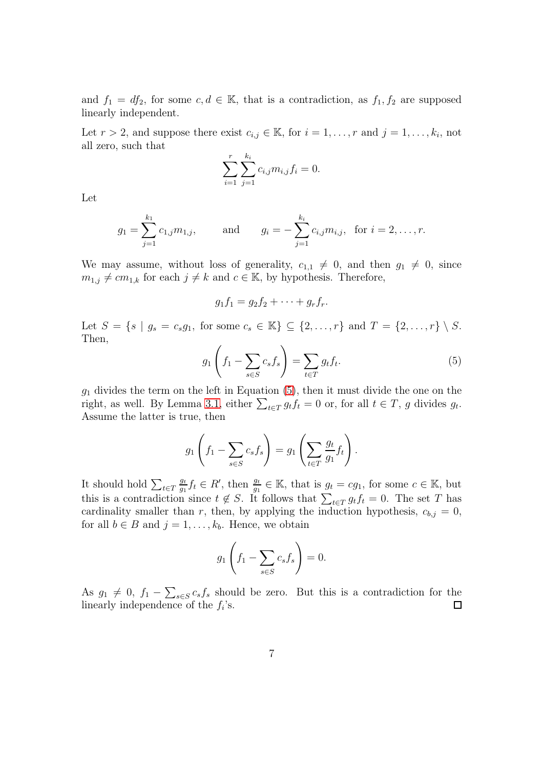and $f_1 = df_2$, for some $c, d \in \mathbb{K}$, that is a contradiction, as $f_1, f_2$ are supposed linearly independent.

Let $r > 2$, and suppose there exist $c_{i,j} \in \mathbb{K}$, for $i = 1, \ldots, r$ and $j = 1, \ldots, k_i$, not all zero, such that

$$\sum_{i=1}^{r} \sum_{j=1}^{k_i} c_{i,j} m_{i,j} f_i = 0.$$

Let

$$g_1 = \sum_{j=1}^{k_1} c_{1,j} m_{1,j}, \qquad \text{and} \qquad g_i = -\sum_{j=1}^{k_i} c_{i,j} m_{i,j}, \quad \text{for } i = 2, \ldots, r.$$

We may assume, without loss of generality, $c_{1,1} \neq 0$, and then $g_1 \neq 0$, since $m_{1,j} \neq c m_{1,k}$ for each $j \neq k$ and $c \in \mathbb{K}$, by hypothesis. Therefore,

$$g_1 f_1 = g_2 f_2 + \cdots + g_r f_r.$$

Let $S = \{s \mid g_s = c_s g_1, \text{ for some } c_s \in \mathbb{K}\} \subseteq \{2, \ldots, r\}$ and $T = \{2, \ldots, r\} \setminus S$. Then,

$$g_1 \left( f_1 - \sum_{s \in S} c_s f_s \right) = \sum_{t \in T} g_t f_t. \tag{5}$$

$g_1$ divides the term on the left in Equation (5), then it must divide the one on the right, as well. By Lemma 3.1, either $\sum_{t \in T} g_t f_t = 0$ or, for all $t \in T$, $g$ divides $g_t$. Assume the latter is true, then

$$g_1 \left( f_1 - \sum_{s \in S} c_s f_s \right) = g_1 \left( \sum_{t \in T} \frac{g_t}{g_1} f_t \right).$$

It should hold $\sum_{t \in T} \frac{g_t}{g_1} f_t \in R'$, then $\frac{g_t}{g_1} \in \mathbb{K}$, that is $g_t = c g_1$, for some $c \in \mathbb{K}$, but this is a contradiction since $t \notin S$. It follows that $\sum_{t \in T} g_t f_t = 0$. The set $T$ has cardinality smaller than $r$, then, by applying the induction hypothesis, $c_{b,j} = 0$, for all $b \in B$ and $j = 1, \ldots, k_b$. Hence, we obtain

$$g_1 \left( f_1 - \sum_{s \in S} c_s f_s \right) = 0.$$

As $g_1 \neq 0$, $f_1 - \sum_{s \in S} c_s f_s$ should be zero. But this is a contradiction for the linearly independence of the $f_i$'s. $\square$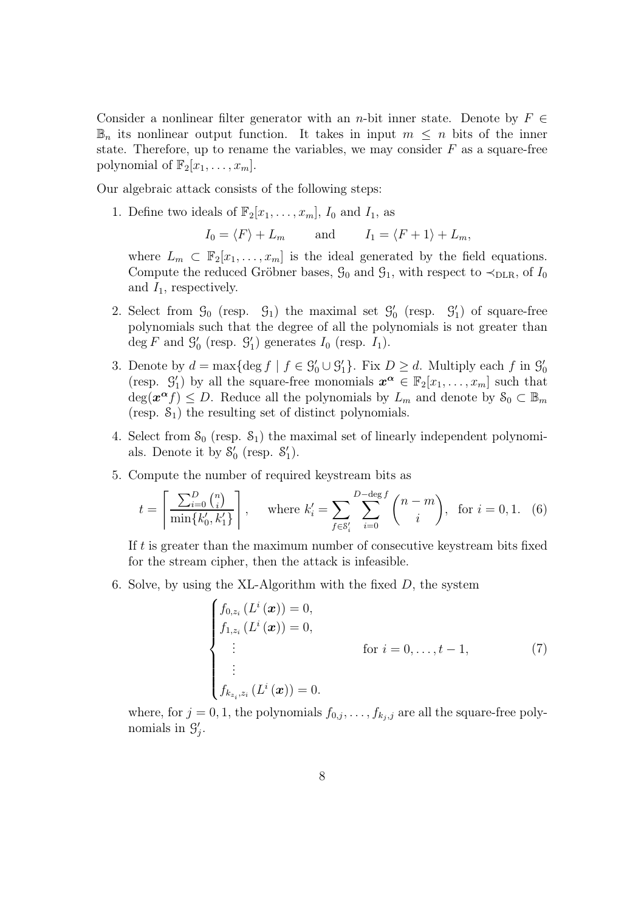Consider a nonlinear filter generator with an $n$-bit inner state. Denote by $F \in \mathbb{B}_n$ its nonlinear output function. It takes in input $m \leq n$ bits of the inner state. Therefore, up to rename the variables, we may consider $F$ as a square-free polynomial of $\mathbb{F}_2[x_1, \ldots, x_m]$.

Our algebraic attack consists of the following steps:

1. Define two ideals of $\mathbb{F}_2[x_1, \ldots, x_m]$, $I_0$ and $I_1$, as

$$I_0 = \langle F \rangle + L_m \qquad \text{and} \qquad I_1 = \langle F + 1 \rangle + L_m,$$

   where $L_m \subset \mathbb{F}_2[x_1, \ldots, x_m]$ is the ideal generated by the field equations. Compute the reduced Gröbner bases, $\mathcal{G}_0$ and $\mathcal{G}_1$, with respect to $\prec_{\mathrm{DLR}}$, of $I_0$ and $I_1$, respectively.

2. Select from $\mathcal{G}_0$ (resp. $\mathcal{G}_1$) the maximal set $\mathcal{G}'_0$ (resp. $\mathcal{G}'_1$) of square-free polynomials such that the degree of all the polynomials is not greater than $\deg F$ and $\mathcal{G}'_0$ (resp. $\mathcal{G}'_1$) generates $I_0$ (resp. $I_1$).

3. Denote by $d = \max\{\deg f \mid f \in \mathcal{G}'_0 \cup \mathcal{G}'_1\}$. Fix $D \geq d$. Multiply each $f$ in $\mathcal{G}'_0$ (resp. $\mathcal{G}'_1$) by all the square-free monomials $\boldsymbol{x}^{\boldsymbol{\alpha}} \in \mathbb{F}_2[x_1, \ldots, x_m]$ such that $\deg(\boldsymbol{x}^{\boldsymbol{\alpha}} f) \leq D$. Reduce all the polynomials by $L_m$ and denote by $\mathcal{S}_0 \subset \mathbb{B}_m$ (resp. $\mathcal{S}_1$) the resulting set of distinct polynomials.

4. Select from $\mathcal{S}_0$ (resp. $\mathcal{S}_1$) the maximal set of linearly independent polynomials. Denote it by $\mathcal{S}'_0$ (resp. $\mathcal{S}'_1$).

5. Compute the number of required keystream bits as

$$t = \left\lceil \frac{\sum_{i=0}^{D} \binom{n}{i}}{\min\{k'_0, k'_1\}} \right\rceil, \quad \text{where } k'_i = \sum_{f \in \mathcal{S}'_i} \sum_{i=0}^{D-\deg f} \binom{n-m}{i}, \ \text{ for } i = 0, 1. \quad (6)$$

   If $t$ is greater than the maximum number of consecutive keystream bits fixed for the stream cipher, then the attack is infeasible.

6. Solve, by using the XL-Algorithm with the fixed $D$, the system

$$\begin{cases} f_{0,z_i}\left(L^i\left(\boldsymbol{x}\right)\right) = 0, \\ f_{1,z_i}\left(L^i\left(\boldsymbol{x}\right)\right) = 0, \\ \quad \vdots \\ \quad \vdots \\ f_{k_{z_i},z_i}\left(L^i\left(\boldsymbol{x}\right)\right) = 0. \end{cases} \qquad \text{for } i = 0, \ldots, t-1, \qquad (7)$$

   where, for $j = 0, 1$, the polynomials $f_{0,j}, \ldots, f_{k_j,j}$ are all the square-free polynomials in $\mathcal{G}'_j$.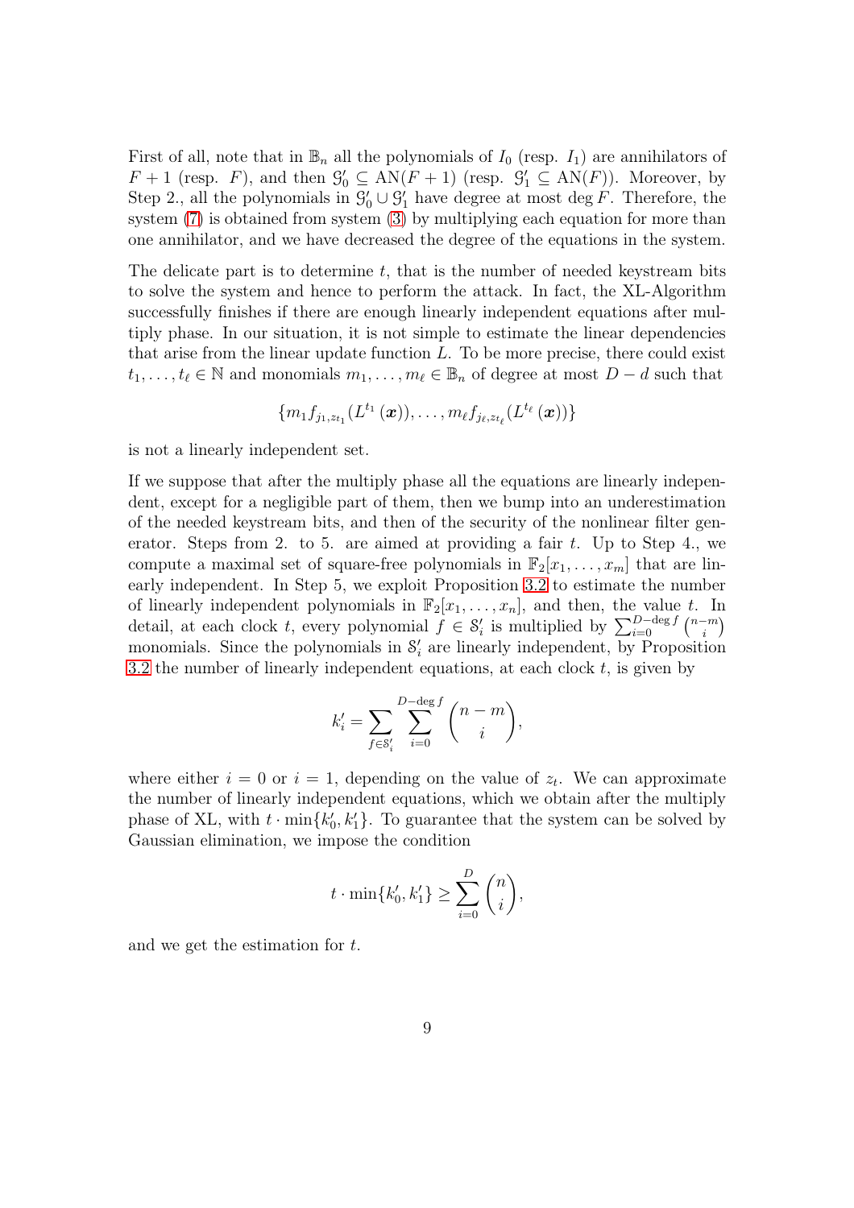First of all, note that in $\mathbb{B}_n$ all the polynomials of $I_0$ (resp. $I_1$) are annihilators of $F+1$ (resp. $F$), and then $\mathcal{G}_0' \subseteq \mathrm{AN}(F+1)$ (resp. $\mathcal{G}_1' \subseteq \mathrm{AN}(F)$). Moreover, by Step 2., all the polynomials in $\mathcal{G}_0' \cup \mathcal{G}_1'$ have degree at most $\deg F$. Therefore, the system (7) is obtained from system (3) by multiplying each equation for more than one annihilator, and we have decreased the degree of the equations in the system.

The delicate part is to determine $t$, that is the number of needed keystream bits to solve the system and hence to perform the attack. In fact, the XL-Algorithm successfully finishes if there are enough linearly independent equations after multiply phase. In our situation, it is not simple to estimate the linear dependencies that arise from the linear update function $L$. To be more precise, there could exist $t_1, \ldots, t_\ell \in \mathbb{N}$ and monomials $m_1, \ldots, m_\ell \in \mathbb{B}_n$ of degree at most $D-d$ such that

$$\{m_1 f_{j_1, z_{t_1}}(L^{t_1}(\boldsymbol{x})), \ldots, m_\ell f_{j_\ell, z_{t_\ell}}(L^{t_\ell}(\boldsymbol{x}))\}$$

is not a linearly independent set.

If we suppose that after the multiply phase all the equations are linearly independent, except for a negligible part of them, then we bump into an underestimation of the needed keystream bits, and then of the security of the nonlinear filter generator. Steps from 2. to 5. are aimed at providing a fair $t$. Up to Step 4., we compute a maximal set of square-free polynomials in $\mathbb{F}_2[x_1, \ldots, x_m]$ that are linearly independent. In Step 5, we exploit Proposition 3.2 to estimate the number of linearly independent polynomials in $\mathbb{F}_2[x_1, \ldots, x_n]$, and then, the value $t$. In detail, at each clock $t$, every polynomial $f \in \mathcal{S}_i'$ is multiplied by $\sum_{i=0}^{D-\deg f} \binom{n-m}{i}$ monomials. Since the polynomials in $\mathcal{S}_i'$ are linearly independent, by Proposition 3.2 the number of linearly independent equations, at each clock $t$, is given by

$$k_i' = \sum_{f \in \mathcal{S}_i'} \sum_{i=0}^{D-\deg f} \binom{n-m}{i},$$

where either $i=0$ or $i=1$, depending on the value of $z_t$. We can approximate the number of linearly independent equations, which we obtain after the multiply phase of XL, with $t \cdot \min\{k_0', k_1'\}$. To guarantee that the system can be solved by Gaussian elimination, we impose the condition

$$t \cdot \min\{k_0', k_1'\} \geq \sum_{i=0}^{D} \binom{n}{i},$$

and we get the estimation for $t$.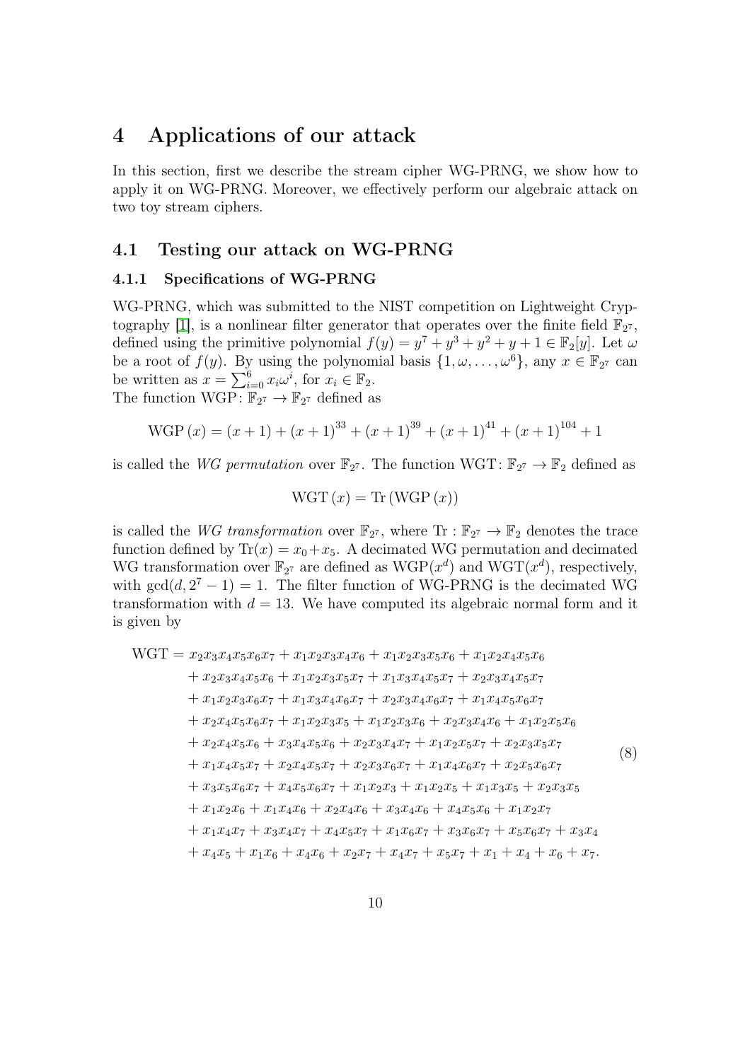# 4 Applications of our attack

In this section, first we describe the stream cipher WG-PRNG, we show how to apply it on WG-PRNG. Moreover, we effectively perform our algebraic attack on two toy stream ciphers.

## 4.1 Testing our attack on WG-PRNG

### 4.1.1 Specifications of WG-PRNG

WG-PRNG, which was submitted to the NIST competition on Lightweight Cryptography [1], is a nonlinear filter generator that operates over the finite field $\mathbb{F}_{2^7}$, defined using the primitive polynomial $f(y) = y^7 + y^3 + y^2 + y + 1 \in \mathbb{F}_2[y]$. Let $\omega$ be a root of $f(y)$. By using the polynomial basis $\{1, \omega, \ldots, \omega^6\}$, any $x \in \mathbb{F}_{2^7}$ can be written as $x = \sum_{i=0}^{6} x_i \omega^i$, for $x_i \in \mathbb{F}_2$.
The function $\mathrm{WGP}\colon \mathbb{F}_{2^7} \to \mathbb{F}_{2^7}$ defined as

$$\mathrm{WGP}\,(x) = (x+1) + (x+1)^{33} + (x+1)^{39} + (x+1)^{41} + (x+1)^{104} + 1$$

is called the *WG permutation* over $\mathbb{F}_{2^7}$. The function $\mathrm{WGT}\colon \mathbb{F}_{2^7} \to \mathbb{F}_2$ defined as

$$\mathrm{WGT}\,(x) = \mathrm{Tr}\,(\mathrm{WGP}\,(x))$$

is called the *WG transformation* over $\mathbb{F}_{2^7}$, where $\mathrm{Tr} : \mathbb{F}_{2^7} \to \mathbb{F}_2$ denotes the trace function defined by $\mathrm{Tr}(x) = x_0 + x_5$. A decimated WG permutation and decimated WG transformation over $\mathbb{F}_{2^7}$ are defined as $\mathrm{WGP}(x^d)$ and $\mathrm{WGT}(x^d)$, respectively, with $\gcd(d, 2^7 - 1) = 1$. The filter function of WG-PRNG is the decimated WG transformation with $d = 13$. We have computed its algebraic normal form and it is given by

$$\begin{aligned}
\mathrm{WGT} = {} & x_2x_3x_4x_5x_6x_7 + x_1x_2x_3x_4x_6 + x_1x_2x_3x_5x_6 + x_1x_2x_4x_5x_6 \\
& + x_2x_3x_4x_5x_6 + x_1x_2x_3x_5x_7 + x_1x_3x_4x_5x_7 + x_2x_3x_4x_5x_7 \\
& + x_1x_2x_3x_6x_7 + x_1x_3x_4x_6x_7 + x_2x_3x_4x_6x_7 + x_1x_4x_5x_6x_7 \\
& + x_2x_4x_5x_6x_7 + x_1x_2x_3x_5 + x_1x_2x_3x_6 + x_2x_3x_4x_6 + x_1x_2x_5x_6 \\
& + x_2x_4x_5x_6 + x_3x_4x_5x_6 + x_2x_3x_4x_7 + x_1x_2x_5x_7 + x_2x_3x_5x_7 \\
& + x_1x_4x_5x_7 + x_2x_4x_5x_7 + x_2x_3x_6x_7 + x_1x_4x_6x_7 + x_2x_5x_6x_7 \\
& + x_3x_5x_6x_7 + x_4x_5x_6x_7 + x_1x_2x_3 + x_1x_2x_5 + x_1x_3x_5 + x_2x_3x_5 \\
& + x_1x_2x_6 + x_1x_4x_6 + x_2x_4x_6 + x_3x_4x_6 + x_4x_5x_6 + x_1x_2x_7 \\
& + x_1x_4x_7 + x_3x_4x_7 + x_4x_5x_7 + x_1x_6x_7 + x_3x_6x_7 + x_5x_6x_7 + x_3x_4 \\
& + x_4x_5 + x_1x_6 + x_4x_6 + x_2x_7 + x_4x_7 + x_5x_7 + x_1 + x_4 + x_6 + x_7.
\end{aligned} \tag{8}$$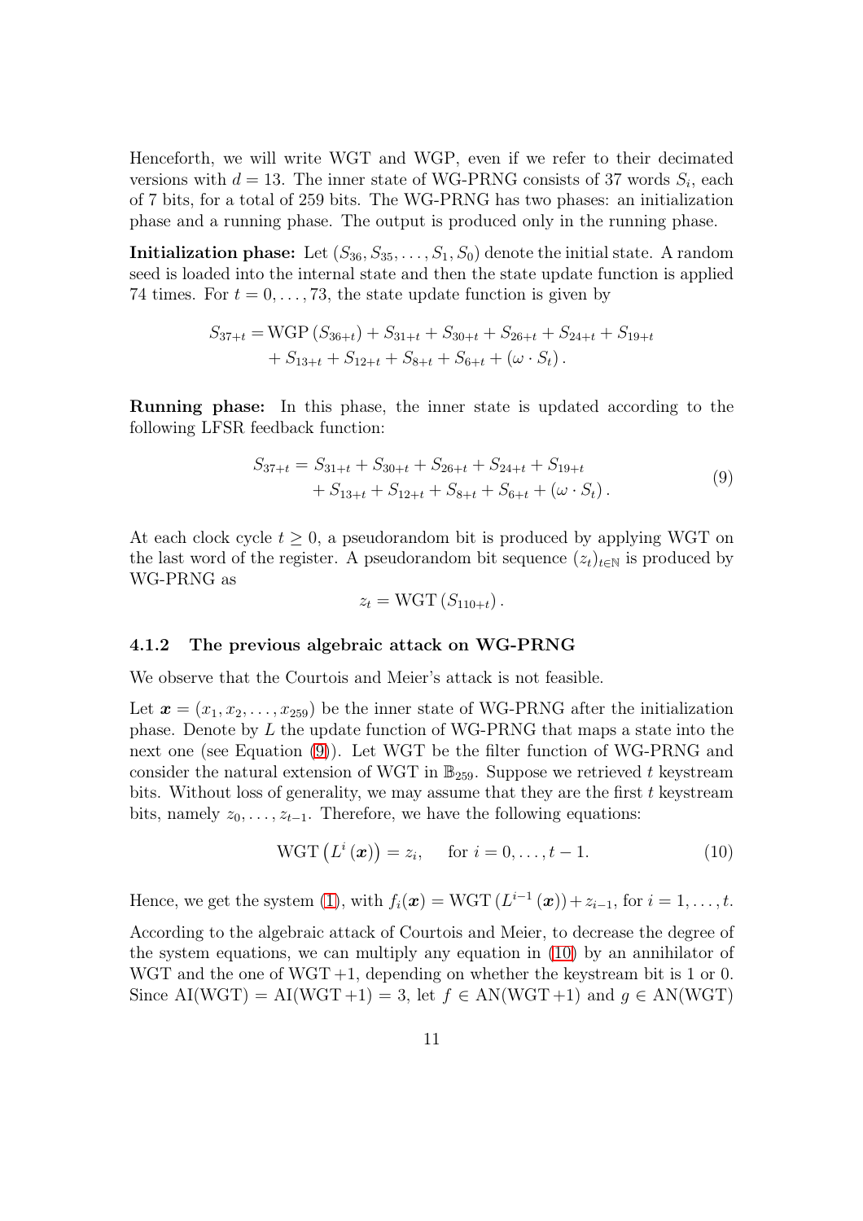Henceforth, we will write WGT and WGP, even if we refer to their decimated versions with $d = 13$. The inner state of WG-PRNG consists of 37 words $S_i$, each of 7 bits, for a total of 259 bits. The WG-PRNG has two phases: an initialization phase and a running phase. The output is produced only in the running phase.

**Initialization phase:** Let $(S_{36}, S_{35}, \ldots, S_1, S_0)$ denote the initial state. A random seed is loaded into the internal state and then the state update function is applied 74 times. For $t = 0, \ldots, 73$, the state update function is given by

$$
\begin{aligned}
S_{37+t} = &\ \mathrm{WGP}\left(S_{36+t}\right) + S_{31+t} + S_{30+t} + S_{26+t} + S_{24+t} + S_{19+t} \\
&+ S_{13+t} + S_{12+t} + S_{8+t} + S_{6+t} + \left(\omega \cdot S_t\right).
\end{aligned}
$$

**Running phase:** In this phase, the inner state is updated according to the following LFSR feedback function:

$$
\begin{aligned}
S_{37+t} = &\ S_{31+t} + S_{30+t} + S_{26+t} + S_{24+t} + S_{19+t} \\
&+ S_{13+t} + S_{12+t} + S_{8+t} + S_{6+t} + \left(\omega \cdot S_t\right).
\end{aligned} \tag{9}
$$

At each clock cycle $t \geq 0$, a pseudorandom bit is produced by applying WGT on the last word of the register. A pseudorandom bit sequence $(z_t)_{t\in\mathbb{N}}$ is produced by WG-PRNG as

$$
z_t = \mathrm{WGT}\left(S_{110+t}\right).
$$

### 4.1.2 The previous algebraic attack on WG-PRNG

We observe that the Courtois and Meier's attack is not feasible.

Let $\boldsymbol{x} = (x_1, x_2, \ldots, x_{259})$ be the inner state of WG-PRNG after the initialization phase. Denote by $L$ the update function of WG-PRNG that maps a state into the next one (see Equation (9)). Let WGT be the filter function of WG-PRNG and consider the natural extension of WGT in $\mathbb{B}_{259}$. Suppose we retrieved $t$ keystream bits. Without loss of generality, we may assume that they are the first $t$ keystream bits, namely $z_0, \ldots, z_{t-1}$. Therefore, we have the following equations:

$$
\mathrm{WGT}\left(L^i\left(\boldsymbol{x}\right)\right) = z_i, \quad \text{for } i = 0, \ldots, t-1. \tag{10}
$$

Hence, we get the system (1), with $f_i(\boldsymbol{x}) = \mathrm{WGT}\left(L^{i-1}\left(\boldsymbol{x}\right)\right) + z_{i-1}$, for $i = 1, \ldots, t$.

According to the algebraic attack of Courtois and Meier, to decrease the degree of the system equations, we can multiply any equation in (10) by an annihilator of WGT and the one of WGT $+1$, depending on whether the keystream bit is 1 or 0. Since $\mathrm{AI}(\mathrm{WGT}) = \mathrm{AI}(\mathrm{WGT}+1) = 3$, let $f \in \mathrm{AN}(\mathrm{WGT}+1)$ and $g \in \mathrm{AN}(\mathrm{WGT})$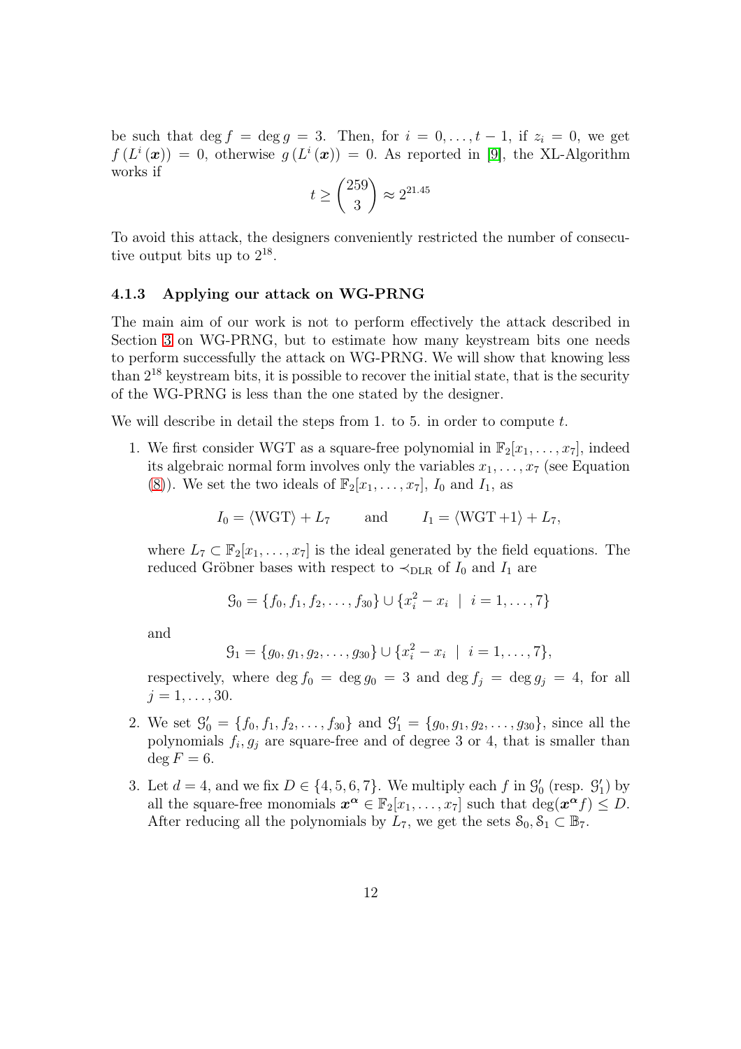be such that $\deg f = \deg g = 3$. Then, for $i = 0, \ldots, t-1$, if $z_i = 0$, we get $f\left(L^i\left(\boldsymbol{x}\right)\right) = 0$, otherwise $g\left(L^i\left(\boldsymbol{x}\right)\right) = 0$. As reported in [9], the XL-Algorithm works if

$$t \geq \binom{259}{3} \approx 2^{21.45}$$

To avoid this attack, the designers conveniently restricted the number of consecutive output bits up to $2^{18}$.

### 4.1.3 Applying our attack on WG-PRNG

The main aim of our work is not to perform effectively the attack described in Section 3 on WG-PRNG, but to estimate how many keystream bits one needs to perform successfully the attack on WG-PRNG. We will show that knowing less than $2^{18}$ keystream bits, it is possible to recover the initial state, that is the security of the WG-PRNG is less than the one stated by the designer.

We will describe in detail the steps from 1. to 5. in order to compute $t$.

1. We first consider WGT as a square-free polynomial in $\mathbb{F}_2[x_1, \ldots, x_7]$, indeed its algebraic normal form involves only the variables $x_1, \ldots, x_7$ (see Equation (8)). We set the two ideals of $\mathbb{F}_2[x_1, \ldots, x_7]$, $I_0$ and $I_1$, as

   $$I_0 = \langle \mathrm{WGT} \rangle + L_7 \qquad \text{and} \qquad I_1 = \langle \mathrm{WGT} + 1 \rangle + L_7,$$

   where $L_7 \subset \mathbb{F}_2[x_1, \ldots, x_7]$ is the ideal generated by the field equations. The reduced Gröbner bases with respect to $\prec_{\mathrm{DLR}}$ of $I_0$ and $I_1$ are

   $$\mathcal{G}_0 = \{f_0, f_1, f_2, \ldots, f_{30}\} \cup \{x_i^2 - x_i \mid i = 1, \ldots, 7\}$$

   and

   $$\mathcal{G}_1 = \{g_0, g_1, g_2, \ldots, g_{30}\} \cup \{x_i^2 - x_i \mid i = 1, \ldots, 7\},$$

   respectively, where $\deg f_0 = \deg g_0 = 3$ and $\deg f_j = \deg g_j = 4$, for all $j = 1, \ldots, 30$.

2. We set $\mathcal{G}'_0 = \{f_0, f_1, f_2, \ldots, f_{30}\}$ and $\mathcal{G}'_1 = \{g_0, g_1, g_2, \ldots, g_{30}\}$, since all the polynomials $f_i, g_j$ are square-free and of degree 3 or 4, that is smaller than $\deg F = 6$.

3. Let $d = 4$, and we fix $D \in \{4, 5, 6, 7\}$. We multiply each $f$ in $\mathcal{G}'_0$ (resp. $\mathcal{G}'_1$) by all the square-free monomials $\boldsymbol{x}^{\boldsymbol{\alpha}} \in \mathbb{F}_2[x_1, \ldots, x_7]$ such that $\deg(\boldsymbol{x}^{\boldsymbol{\alpha}} f) \leq D$. After reducing all the polynomials by $L_7$, we get the sets $\mathcal{S}_0, \mathcal{S}_1 \subset \mathbb{B}_7$.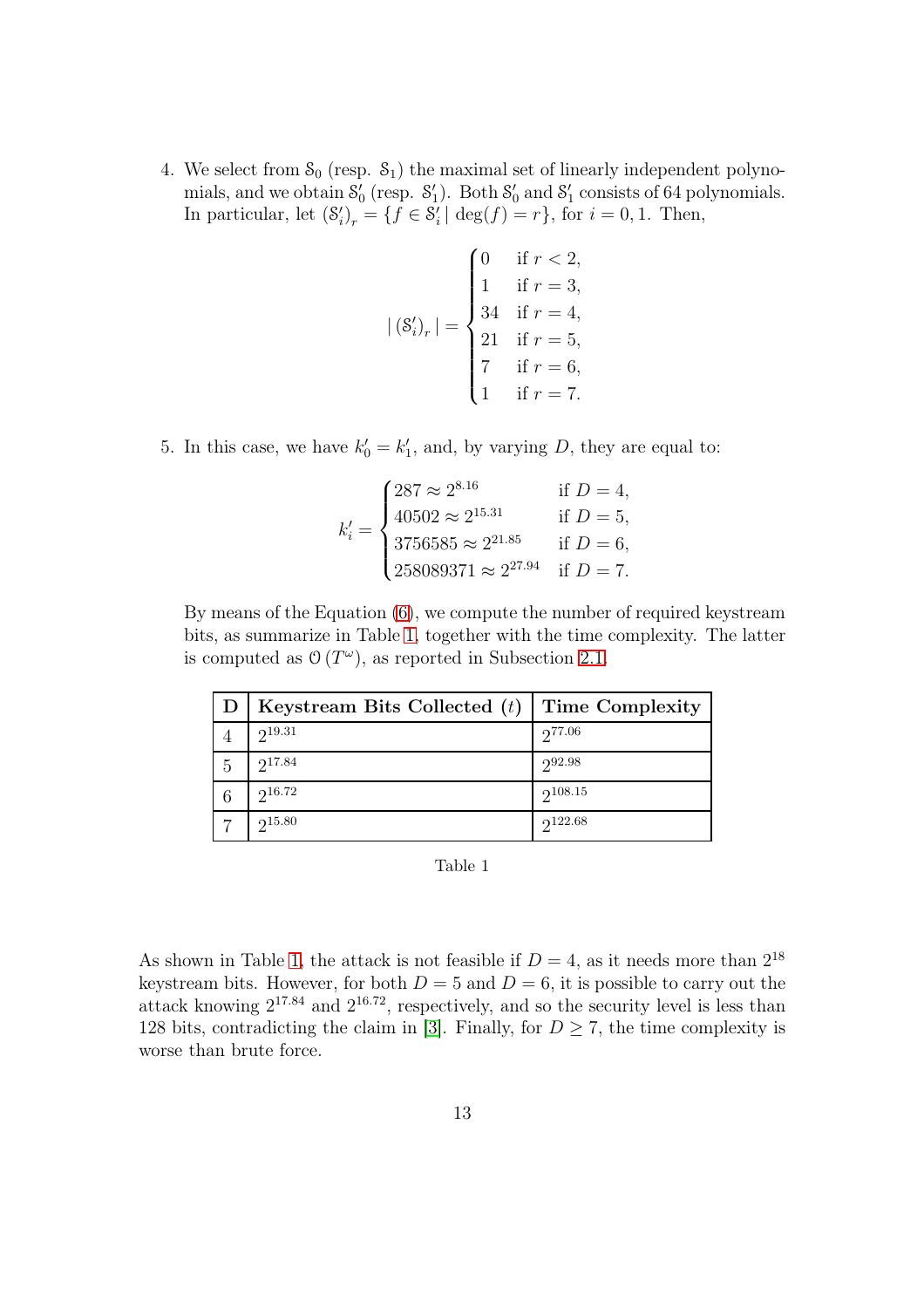4. We select from $\mathcal{S}_0$ (resp. $\mathcal{S}_1$) the maximal set of linearly independent polynomials, and we obtain $\mathcal{S}_0'$ (resp. $\mathcal{S}_1'$). Both $\mathcal{S}_0'$ and $\mathcal{S}_1'$ consists of 64 polynomials. In particular, let $(\mathcal{S}_i')_r = \{f \in \mathcal{S}_i' \mid \deg(f) = r\}$, for $i = 0, 1$. Then,

$$
|\,(\mathcal{S}_i')_r\,| = \begin{cases} 0 & \text{if } r < 2, \\ 1 & \text{if } r = 3, \\ 34 & \text{if } r = 4, \\ 21 & \text{if } r = 5, \\ 7 & \text{if } r = 6, \\ 1 & \text{if } r = 7. \end{cases}
$$

5. In this case, we have $k_0' = k_1'$, and, by varying $D$, they are equal to:

$$
k_i' = \begin{cases} 287 \approx 2^{8.16} & \text{if } D = 4, \\ 40502 \approx 2^{15.31} & \text{if } D = 5, \\ 3756585 \approx 2^{21.85} & \text{if } D = 6, \\ 258089371 \approx 2^{27.94} & \text{if } D = 7. \end{cases}
$$

   By means of the Equation (6), we compute the number of required keystream bits, as summarize in Table 1, together with the time complexity. The latter is computed as $\mathcal{O}(T^{\omega})$, as reported in Subsection 2.1.

| D | Keystream Bits Collected ($t$) | Time Complexity |
|---|---|---|
| 4 | $2^{19.31}$ | $2^{77.06}$ |
| 5 | $2^{17.84}$ | $2^{92.98}$ |
| 6 | $2^{16.72}$ | $2^{108.15}$ |
| 7 | $2^{15.80}$ | $2^{122.68}$ |

Table 1

As shown in Table 1, the attack is not feasible if $D = 4$, as it needs more than $2^{18}$ keystream bits. However, for both $D = 5$ and $D = 6$, it is possible to carry out the attack knowing $2^{17.84}$ and $2^{16.72}$, respectively, and so the security level is less than 128 bits, contradicting the claim in [3]. Finally, for $D \geq 7$, the time complexity is worse than brute force.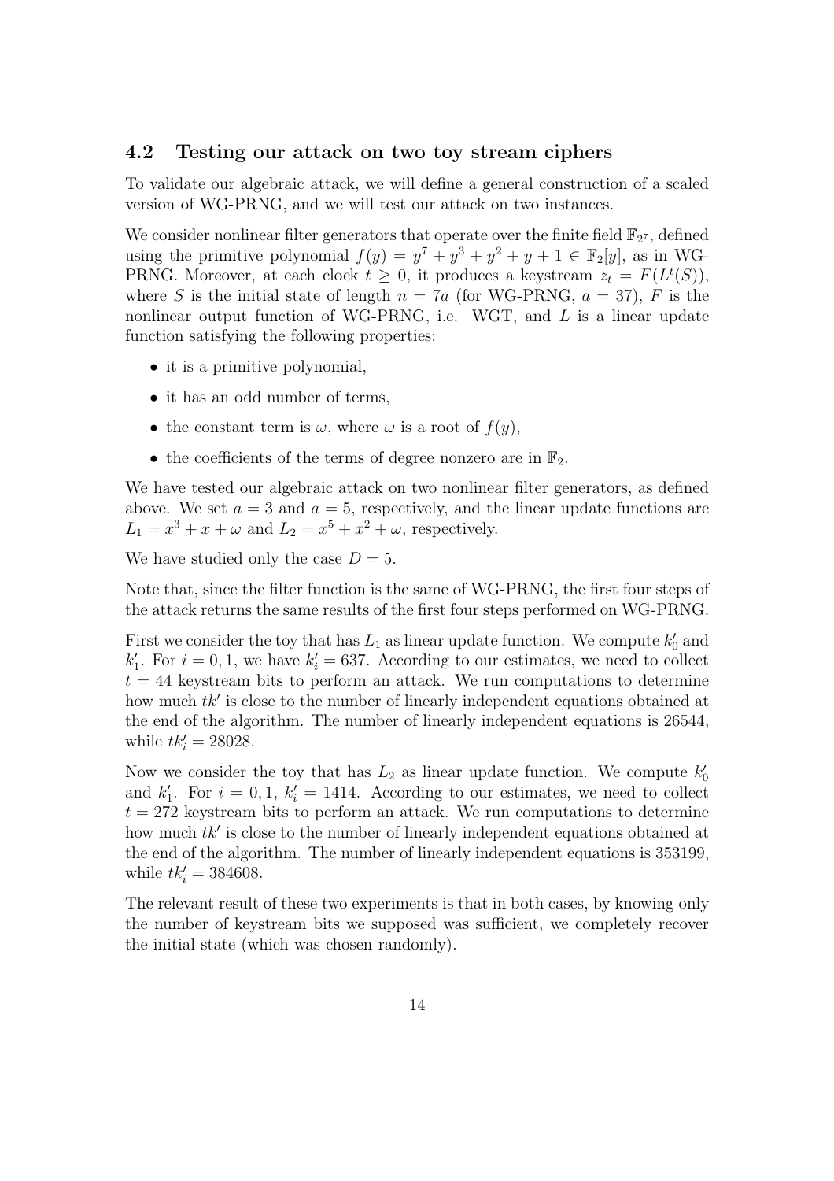### 4.2 Testing our attack on two toy stream ciphers

To validate our algebraic attack, we will define a general construction of a scaled version of WG-PRNG, and we will test our attack on two instances.

We consider nonlinear filter generators that operate over the finite field $\mathbb{F}_{2^7}$, defined using the primitive polynomial $f(y) = y^7 + y^3 + y^2 + y + 1 \in \mathbb{F}_2[y]$, as in WG-PRNG. Moreover, at each clock $t \geq 0$, it produces a keystream $z_t = F(L^t(S))$, where $S$ is the initial state of length $n = 7a$ (for WG-PRNG, $a = 37$), $F$ is the nonlinear output function of WG-PRNG, i.e. WGT, and $L$ is a linear update function satisfying the following properties:

- it is a primitive polynomial,
- it has an odd number of terms,
- the constant term is $\omega$, where $\omega$ is a root of $f(y)$,
- the coefficients of the terms of degree nonzero are in $\mathbb{F}_2$.

We have tested our algebraic attack on two nonlinear filter generators, as defined above. We set $a = 3$ and $a = 5$, respectively, and the linear update functions are $L_1 = x^3 + x + \omega$ and $L_2 = x^5 + x^2 + \omega$, respectively.

We have studied only the case $D = 5$.

Note that, since the filter function is the same of WG-PRNG, the first four steps of the attack returns the same results of the first four steps performed on WG-PRNG.

First we consider the toy that has $L_1$ as linear update function. We compute $k'_0$ and $k'_1$. For $i = 0, 1$, we have $k'_i = 637$. According to our estimates, we need to collect $t = 44$ keystream bits to perform an attack. We run computations to determine how much $tk'$ is close to the number of linearly independent equations obtained at the end of the algorithm. The number of linearly independent equations is 26544, while $tk'_i = 28028$.

Now we consider the toy that has $L_2$ as linear update function. We compute $k'_0$ and $k'_1$. For $i = 0, 1$, $k'_i = 1414$. According to our estimates, we need to collect $t = 272$ keystream bits to perform an attack. We run computations to determine how much $tk'$ is close to the number of linearly independent equations obtained at the end of the algorithm. The number of linearly independent equations is 353199, while $tk'_i = 384608$.

The relevant result of these two experiments is that in both cases, by knowing only the number of keystream bits we supposed was sufficient, we completely recover the initial state (which was chosen randomly).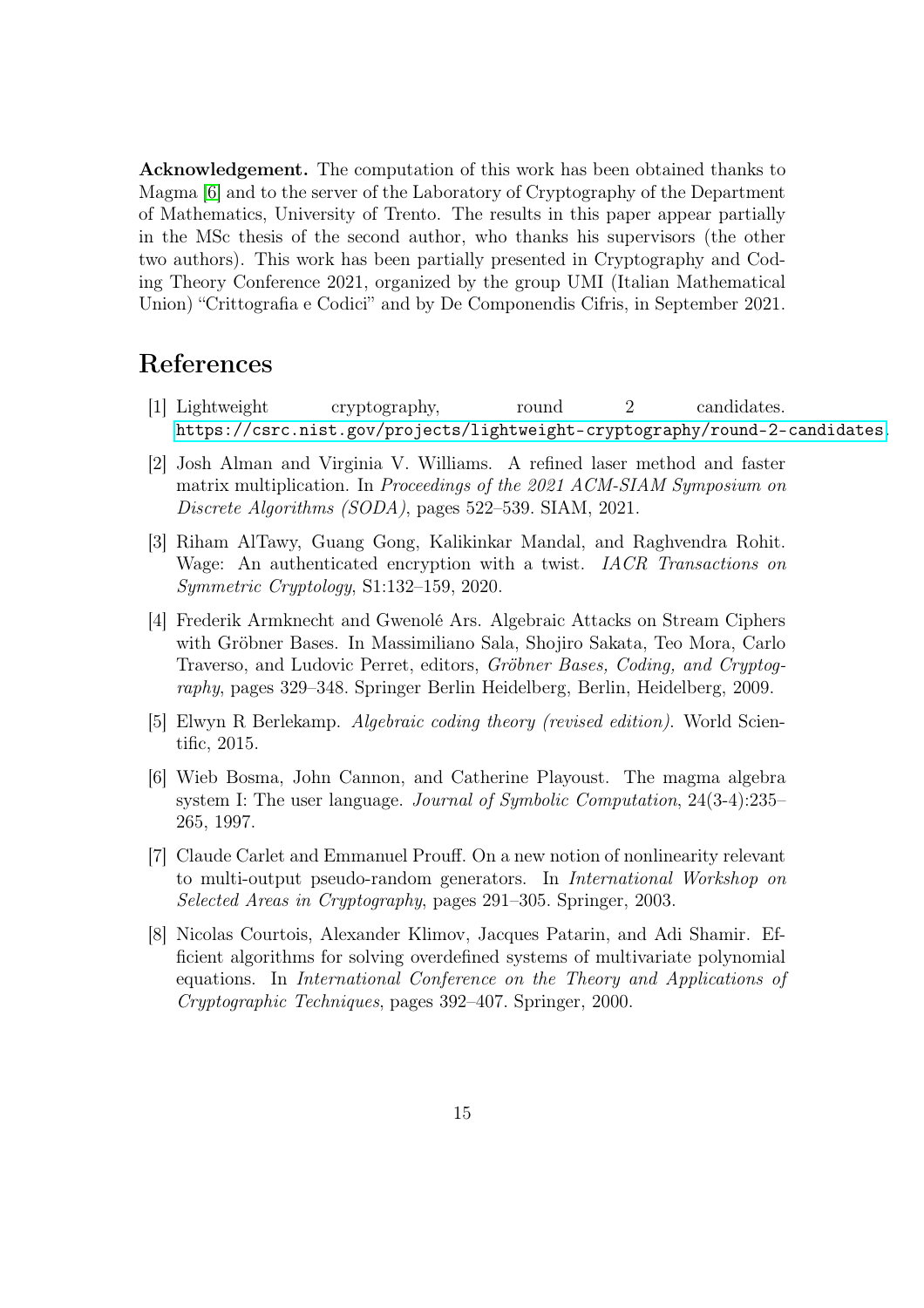**Acknowledgement.** The computation of this work has been obtained thanks to Magma [6] and to the server of the Laboratory of Cryptography of the Department of Mathematics, University of Trento. The results in this paper appear partially in the MSc thesis of the second author, who thanks his supervisors (the other two authors). This work has been partially presented in Cryptography and Coding Theory Conference 2021, organized by the group UMI (Italian Mathematical Union) "Crittografia e Codici" and by De Componendis Cifris, in September 2021.

# References

[1] Lightweight cryptography, round 2 candidates. https://csrc.nist.gov/projects/lightweight-cryptography/round-2-candidates.

[2] Josh Alman and Virginia V. Williams. A refined laser method and faster matrix multiplication. In *Proceedings of the 2021 ACM-SIAM Symposium on Discrete Algorithms (SODA)*, pages 522–539. SIAM, 2021.

[3] Riham AlTawy, Guang Gong, Kalikinkar Mandal, and Raghvendra Rohit. Wage: An authenticated encryption with a twist. *IACR Transactions on Symmetric Cryptology*, S1:132–159, 2020.

[4] Frederik Armknecht and Gwenolé Ars. Algebraic Attacks on Stream Ciphers with Gröbner Bases. In Massimiliano Sala, Shojiro Sakata, Teo Mora, Carlo Traverso, and Ludovic Perret, editors, *Gröbner Bases, Coding, and Cryptography*, pages 329–348. Springer Berlin Heidelberg, Berlin, Heidelberg, 2009.

[5] Elwyn R Berlekamp. *Algebraic coding theory (revised edition)*. World Scientific, 2015.

[6] Wieb Bosma, John Cannon, and Catherine Playoust. The magma algebra system I: The user language. *Journal of Symbolic Computation*, 24(3-4):235–265, 1997.

[7] Claude Carlet and Emmanuel Prouff. On a new notion of nonlinearity relevant to multi-output pseudo-random generators. In *International Workshop on Selected Areas in Cryptography*, pages 291–305. Springer, 2003.

[8] Nicolas Courtois, Alexander Klimov, Jacques Patarin, and Adi Shamir. Efficient algorithms for solving overdefined systems of multivariate polynomial equations. In *International Conference on the Theory and Applications of Cryptographic Techniques*, pages 392–407. Springer, 2000.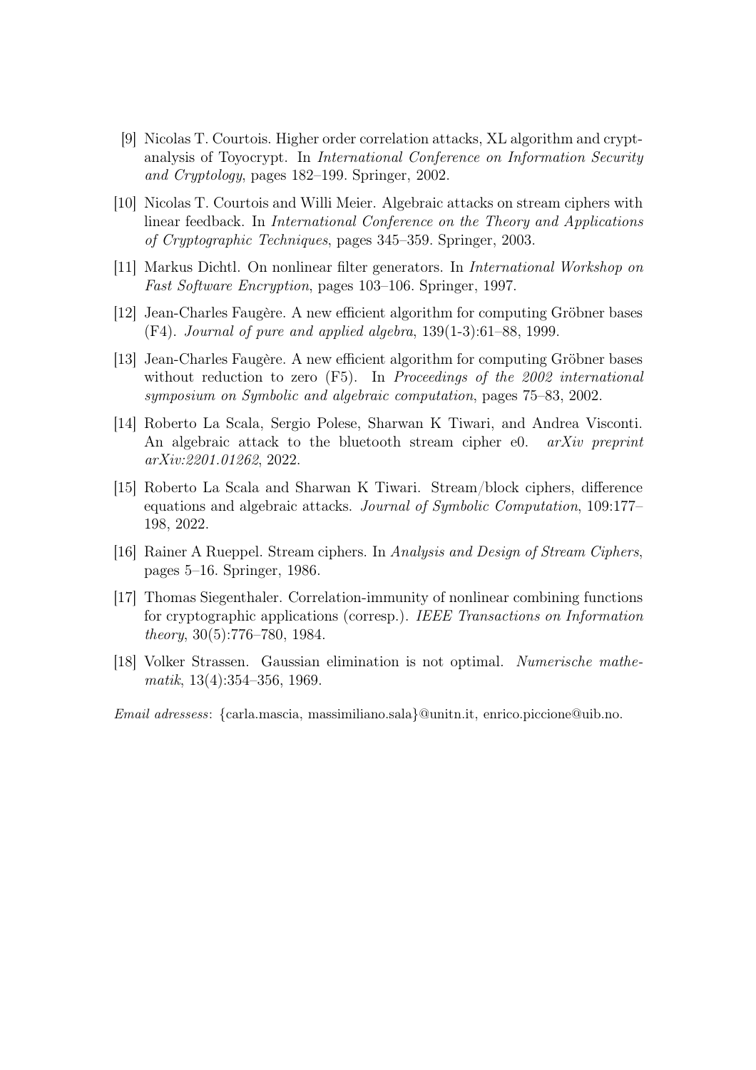[9] Nicolas T. Courtois. Higher order correlation attacks, XL algorithm and cryptanalysis of Toyocrypt. In *International Conference on Information Security and Cryptology*, pages 182–199. Springer, 2002.

[10] Nicolas T. Courtois and Willi Meier. Algebraic attacks on stream ciphers with linear feedback. In *International Conference on the Theory and Applications of Cryptographic Techniques*, pages 345–359. Springer, 2003.

[11] Markus Dichtl. On nonlinear filter generators. In *International Workshop on Fast Software Encryption*, pages 103–106. Springer, 1997.

[12] Jean-Charles Faugère. A new efficient algorithm for computing Gröbner bases (F4). *Journal of pure and applied algebra*, 139(1-3):61–88, 1999.

[13] Jean-Charles Faugère. A new efficient algorithm for computing Gröbner bases without reduction to zero (F5). In *Proceedings of the 2002 international symposium on Symbolic and algebraic computation*, pages 75–83, 2002.

[14] Roberto La Scala, Sergio Polese, Sharwan K Tiwari, and Andrea Visconti. An algebraic attack to the bluetooth stream cipher e0. *arXiv preprint arXiv:2201.01262*, 2022.

[15] Roberto La Scala and Sharwan K Tiwari. Stream/block ciphers, difference equations and algebraic attacks. *Journal of Symbolic Computation*, 109:177–198, 2022.

[16] Rainer A Rueppel. Stream ciphers. In *Analysis and Design of Stream Ciphers*, pages 5–16. Springer, 1986.

[17] Thomas Siegenthaler. Correlation-immunity of nonlinear combining functions for cryptographic applications (corresp.). *IEEE Transactions on Information theory*, 30(5):776–780, 1984.

[18] Volker Strassen. Gaussian elimination is not optimal. *Numerische mathematik*, 13(4):354–356, 1969.

*Email adressess*: {carla.mascia, massimiliano.sala}@unitn.it, enrico.piccione@uib.no.